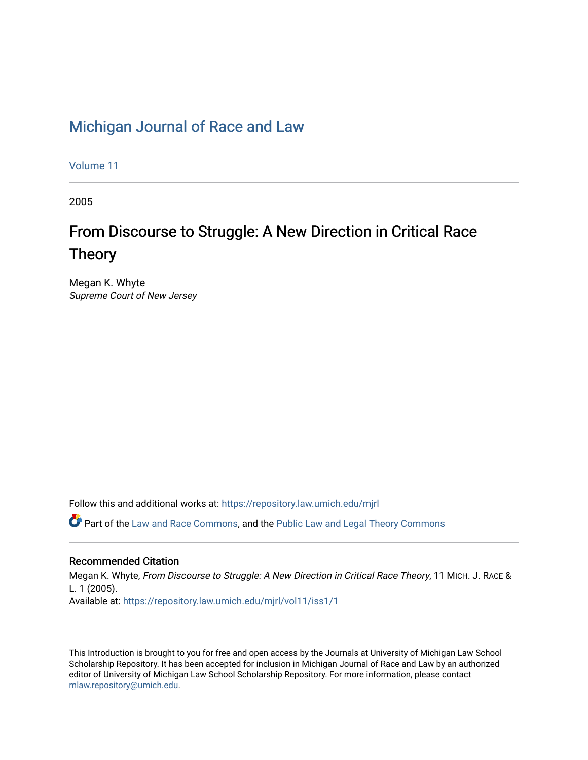# Michigan Journal of Race and Law

Volume 11

2005

## From Discourse to Struggle: A New Direction in Critical Race Theory

Megan K. Whyte
*Supreme Court of New Jersey*

Follow this and additional works at: https://repository.law.umich.edu/mjrl

Part of the Law and Race Commons, and the Public Law and Legal Theory Commons

### Recommended Citation

Megan K. Whyte, *From Discourse to Struggle: A New Direction in Critical Race Theory*, 11 MICH. J. RACE & L. 1 (2005).
Available at: https://repository.law.umich.edu/mjrl/vol11/iss1/1

This Introduction is brought to you for free and open access by the Journals at University of Michigan Law School Scholarship Repository. It has been accepted for inclusion in Michigan Journal of Race and Law by an authorized editor of University of Michigan Law School Scholarship Repository. For more information, please contact mlaw.repository@umich.edu.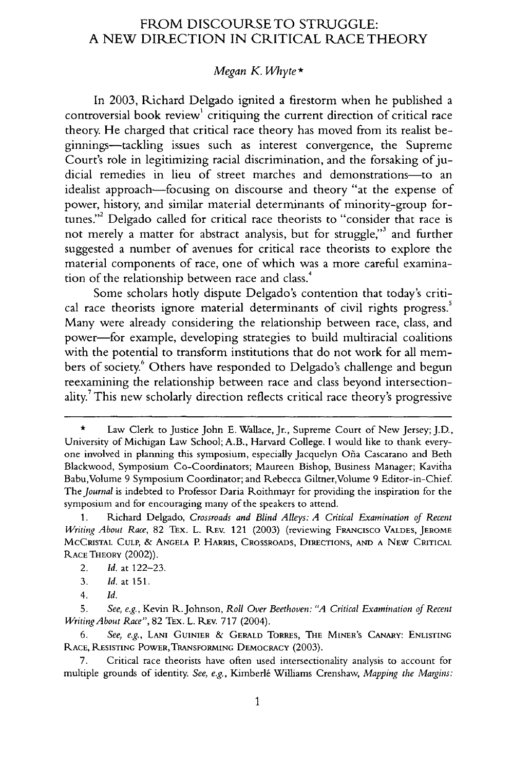# FROM DISCOURSE TO STRUGGLE: A NEW DIRECTION IN CRITICAL RACE THEORY

*Megan K. Whyte*\*

In 2003, Richard Delgado ignited a firestorm when he published a controversial book review[1] critiquing the current direction of critical race theory. He charged that critical race theory has moved from its realist beginnings—tackling issues such as interest convergence, the Supreme Court's role in legitimizing racial discrimination, and the forsaking of judicial remedies in lieu of street marches and demonstrations—to an idealist approach—focusing on discourse and theory "at the expense of power, history, and similar material determinants of minority-group fortunes."[2] Delgado called for critical race theorists to "consider that race is not merely a matter for abstract analysis, but for struggle,"[3] and further suggested a number of avenues for critical race theorists to explore the material components of race, one of which was a more careful examination of the relationship between race and class.[4]

Some scholars hotly dispute Delgado's contention that today's critical race theorists ignore material determinants of civil rights progress.[5] Many were already considering the relationship between race, class, and power—for example, developing strategies to build multiracial coalitions with the potential to transform institutions that do not work for all members of society.[6] Others have responded to Delgado's challenge and begun reexamining the relationship between race and class beyond intersectionality.[7] This new scholarly direction reflects critical race theory's progressive

---

\* Law Clerk to Justice John E. Wallace, Jr., Supreme Court of New Jersey; J.D., University of Michigan Law School; A.B., Harvard College. I would like to thank everyone involved in planning this symposium, especially Jacquelyn Oña Cascarano and Beth Blackwood, Symposium Co-Coordinators; Maureen Bishop, Business Manager; Kavitha Babu, Volume 9 Symposium Coordinator; and Rebecca Giltner, Volume 9 Editor-in-Chief. The *Journal* is indebted to Professor Daria Roithmayr for providing the inspiration for the symposium and for encouraging many of the speakers to attend.

1. Richard Delgado, *Crossroads and Blind Alleys: A Critical Examination of Recent Writing About Race*, 82 TEX. L. REV. 121 (2003) (reviewing FRANCISCO VALDES, JEROME MCCRISTAL CULP, & ANGELA P. HARRIS, CROSSROADS, DIRECTIONS, AND A NEW CRITICAL RACE THEORY (2002)).

2. *Id.* at 122–23.

3. *Id.* at 151.

4. *Id.*

5. *See, e.g.*, Kevin R. Johnson, *Roll Over Beethoven: "A Critical Examination of Recent Writing About Race"*, 82 TEX. L. REV. 717 (2004).

6. *See, e.g.*, LANI GUINIER & GERALD TORRES, THE MINER'S CANARY: ENLISTING RACE, RESISTING POWER, TRANSFORMING DEMOCRACY (2003).

7. Critical race theorists have often used intersectionality analysis to account for multiple grounds of identity. *See, e.g.*, Kimberlé Williams Crenshaw, *Mapping the Margins:*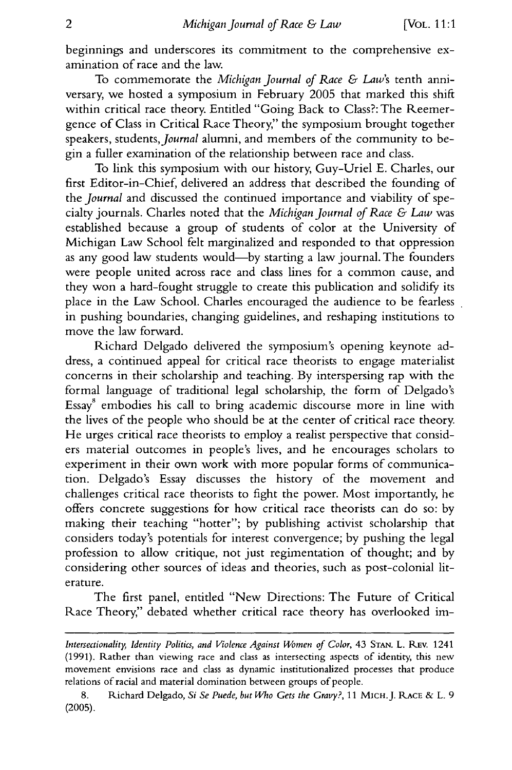beginnings and underscores its commitment to the comprehensive examination of race and the law.

To commemorate the *Michigan Journal of Race & Law*'s tenth anniversary, we hosted a symposium in February 2005 that marked this shift within critical race theory. Entitled "Going Back to Class?: The Reemergence of Class in Critical Race Theory," the symposium brought together speakers, students, *Journal* alumni, and members of the community to begin a fuller examination of the relationship between race and class.

To link this symposium with our history, Guy-Uriel E. Charles, our first Editor-in-Chief, delivered an address that described the founding of the *Journal* and discussed the continued importance and viability of specialty journals. Charles noted that the *Michigan Journal of Race & Law* was established because a group of students of color at the University of Michigan Law School felt marginalized and responded to that oppression as any good law students would—by starting a law journal. The founders were people united across race and class lines for a common cause, and they won a hard-fought struggle to create this publication and solidify its place in the Law School. Charles encouraged the audience to be fearless in pushing boundaries, changing guidelines, and reshaping institutions to move the law forward.

Richard Delgado delivered the symposium's opening keynote address, a continued appeal for critical race theorists to engage materialist concerns in their scholarship and teaching. By interspersing rap with the formal language of traditional legal scholarship, the form of Delgado's Essay[8] embodies his call to bring academic discourse more in line with the lives of the people who should be at the center of critical race theory. He urges critical race theorists to employ a realist perspective that considers material outcomes in people's lives, and he encourages scholars to experiment in their own work with more popular forms of communication. Delgado's Essay discusses the history of the movement and challenges critical race theorists to fight the power. Most importantly, he offers concrete suggestions for how critical race theorists can do so: by making their teaching "hotter"; by publishing activist scholarship that considers today's potentials for interest convergence; by pushing the legal profession to allow critique, not just regimentation of thought; and by considering other sources of ideas and theories, such as post-colonial literature.

The first panel, entitled "New Directions: The Future of Critical Race Theory," debated whether critical race theory has overlooked im-

---

*Intersectionality, Identity Politics, and Violence Against Women of Color*, 43 STAN. L. REV. 1241 (1991). Rather than viewing race and class as intersecting aspects of identity, this new movement envisions race and class as dynamic institutionalized processes that produce relations of racial and material domination between groups of people.

8. Richard Delgado, *Si Se Puede, but Who Gets the Gravy?*, 11 MICH. J. RACE & L. 9 (2005).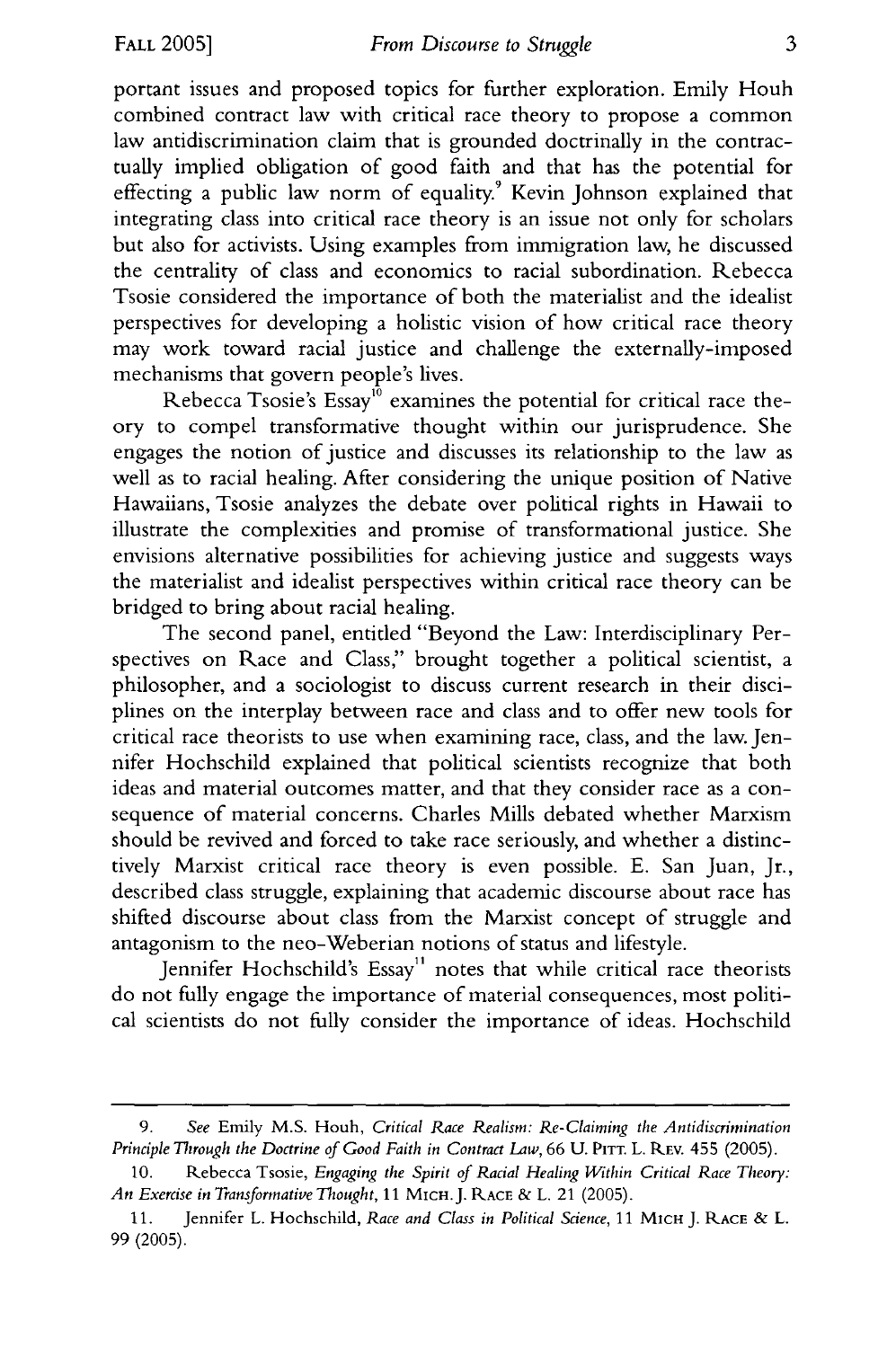portant issues and proposed topics for further exploration. Emily Houh combined contract law with critical race theory to propose a common law antidiscrimination claim that is grounded doctrinally in the contractually implied obligation of good faith and that has the potential for effecting a public law norm of equality.[9] Kevin Johnson explained that integrating class into critical race theory is an issue not only for scholars but also for activists. Using examples from immigration law, he discussed the centrality of class and economics to racial subordination. Rebecca Tsosie considered the importance of both the materialist and the idealist perspectives for developing a holistic vision of how critical race theory may work toward racial justice and challenge the externally-imposed mechanisms that govern people's lives.

Rebecca Tsosie's Essay[10] examines the potential for critical race theory to compel transformative thought within our jurisprudence. She engages the notion of justice and discusses its relationship to the law as well as to racial healing. After considering the unique position of Native Hawaiians, Tsosie analyzes the debate over political rights in Hawaii to illustrate the complexities and promise of transformational justice. She envisions alternative possibilities for achieving justice and suggests ways the materialist and idealist perspectives within critical race theory can be bridged to bring about racial healing.

The second panel, entitled "Beyond the Law: Interdisciplinary Perspectives on Race and Class," brought together a political scientist, a philosopher, and a sociologist to discuss current research in their disciplines on the interplay between race and class and to offer new tools for critical race theorists to use when examining race, class, and the law. Jennifer Hochschild explained that political scientists recognize that both ideas and material outcomes matter, and that they consider race as a consequence of material concerns. Charles Mills debated whether Marxism should be revived and forced to take race seriously, and whether a distinctively Marxist critical race theory is even possible. E. San Juan, Jr., described class struggle, explaining that academic discourse about race has shifted discourse about class from the Marxist concept of struggle and antagonism to the neo-Weberian notions of status and lifestyle.

Jennifer Hochschild's Essay[11] notes that while critical race theorists do not fully engage the importance of material consequences, most political scientists do not fully consider the importance of ideas. Hochschild

---

9. *See* Emily M.S. Houh, *Critical Race Realism: Re-Claiming the Antidiscrimination Principle Through the Doctrine of Good Faith in Contract Law*, 66 U. PITT. L. REV. 455 (2005).

10. Rebecca Tsosie, *Engaging the Spirit of Racial Healing Within Critical Race Theory: An Exercise in Transformative Thought*, 11 MICH. J. RACE & L. 21 (2005).

11. Jennifer L. Hochschild, *Race and Class in Political Science*, 11 MICH J. RACE & L. 99 (2005).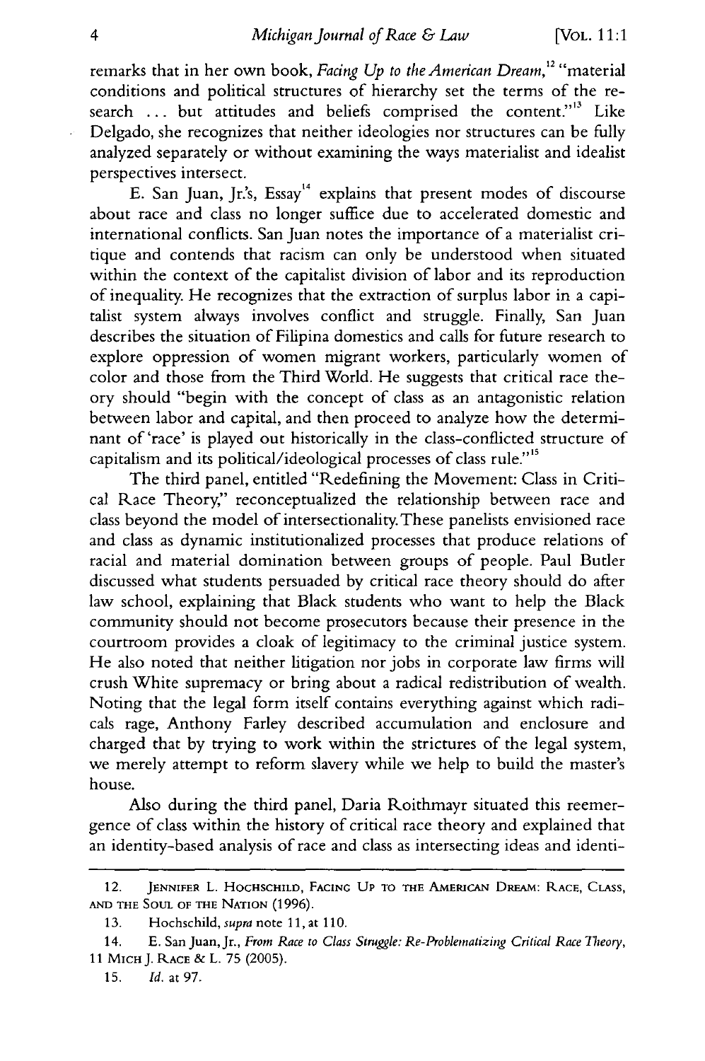remarks that in her own book, *Facing Up to the American Dream*,[12] "material conditions and political structures of hierarchy set the terms of the research ... but attitudes and beliefs comprised the content."[13] Like Delgado, she recognizes that neither ideologies nor structures can be fully analyzed separately or without examining the ways materialist and idealist perspectives intersect.

E. San Juan, Jr.'s, Essay[14] explains that present modes of discourse about race and class no longer suffice due to accelerated domestic and international conflicts. San Juan notes the importance of a materialist critique and contends that racism can only be understood when situated within the context of the capitalist division of labor and its reproduction of inequality. He recognizes that the extraction of surplus labor in a capitalist system always involves conflict and struggle. Finally, San Juan describes the situation of Filipina domestics and calls for future research to explore oppression of women migrant workers, particularly women of color and those from the Third World. He suggests that critical race theory should "begin with the concept of class as an antagonistic relation between labor and capital, and then proceed to analyze how the determinant of 'race' is played out historically in the class-conflicted structure of capitalism and its political/ideological processes of class rule."[15]

The third panel, entitled "Redefining the Movement: Class in Critical Race Theory," reconceptualized the relationship between race and class beyond the model of intersectionality. These panelists envisioned race and class as dynamic institutionalized processes that produce relations of racial and material domination between groups of people. Paul Butler discussed what students persuaded by critical race theory should do after law school, explaining that Black students who want to help the Black community should not become prosecutors because their presence in the courtroom provides a cloak of legitimacy to the criminal justice system. He also noted that neither litigation nor jobs in corporate law firms will crush White supremacy or bring about a radical redistribution of wealth. Noting that the legal form itself contains everything against which radicals rage, Anthony Farley described accumulation and enclosure and charged that by trying to work within the strictures of the legal system, we merely attempt to reform slavery while we help to build the master's house.

Also during the third panel, Daria Roithmayr situated this reemergence of class within the history of critical race theory and explained that an identity-based analysis of race and class as intersecting ideas and identi-

---

12. Jennifer L. Hochschild, Facing Up to the American Dream: Race, Class, and the Soul of the Nation (1996).

13. Hochschild, *supra* note 11, at 110.

14. E. San Juan, Jr., *From Race to Class Struggle: Re-Problematizing Critical Race Theory*, 11 Mich J. Race & L. 75 (2005).

15. *Id.* at 97.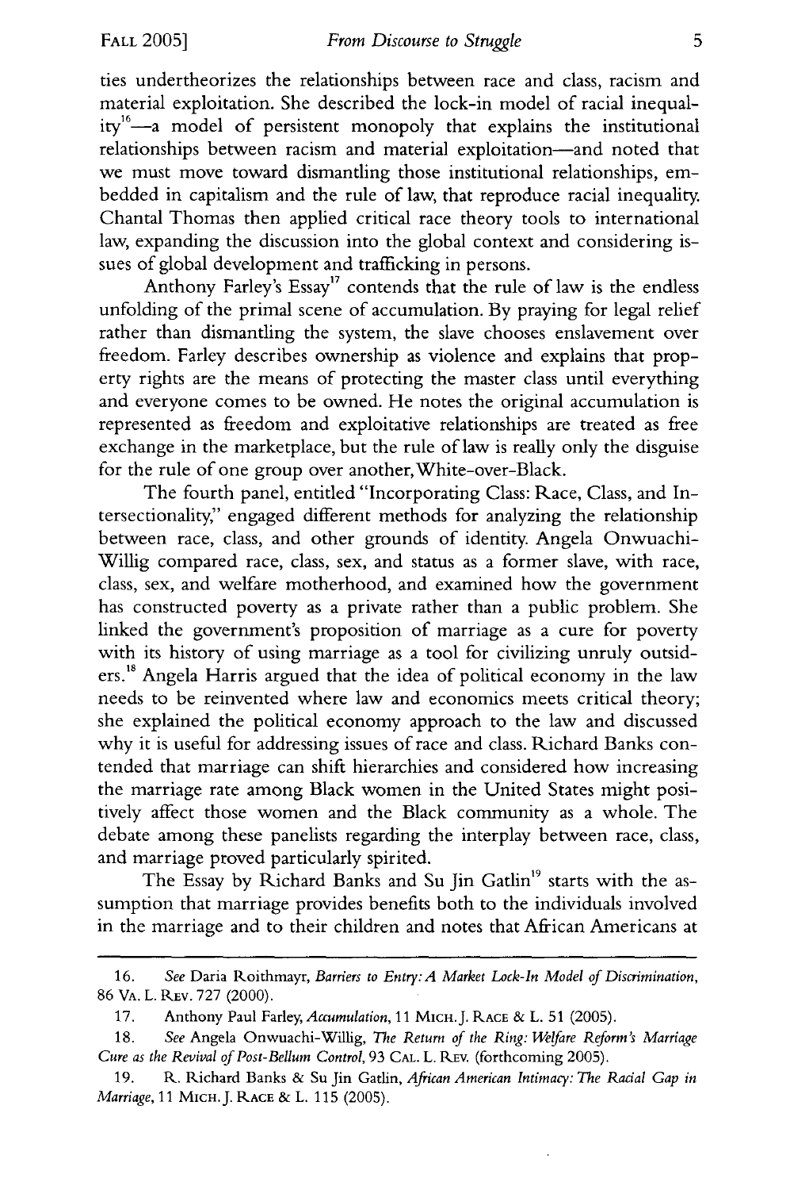ties undertheorizes the relationships between race and class, racism and material exploitation. She described the lock-in model of racial inequality[16]—a model of persistent monopoly that explains the institutional relationships between racism and material exploitation—and noted that we must move toward dismantling those institutional relationships, embedded in capitalism and the rule of law, that reproduce racial inequality. Chantal Thomas then applied critical race theory tools to international law, expanding the discussion into the global context and considering issues of global development and trafficking in persons.

Anthony Farley's Essay[17] contends that the rule of law is the endless unfolding of the primal scene of accumulation. By praying for legal relief rather than dismantling the system, the slave chooses enslavement over freedom. Farley describes ownership as violence and explains that property rights are the means of protecting the master class until everything and everyone comes to be owned. He notes the original accumulation is represented as freedom and exploitative relationships are treated as free exchange in the marketplace, but the rule of law is really only the disguise for the rule of one group over another, White-over-Black.

The fourth panel, entitled "Incorporating Class: Race, Class, and Intersectionality," engaged different methods for analyzing the relationship between race, class, and other grounds of identity. Angela Onwuachi-Willig compared race, class, sex, and status as a former slave, with race, class, sex, and welfare motherhood, and examined how the government has constructed poverty as a private rather than a public problem. She linked the government's proposition of marriage as a cure for poverty with its history of using marriage as a tool for civilizing unruly outsiders.[18] Angela Harris argued that the idea of political economy in the law needs to be reinvented where law and economics meets critical theory; she explained the political economy approach to the law and discussed why it is useful for addressing issues of race and class. Richard Banks contended that marriage can shift hierarchies and considered how increasing the marriage rate among Black women in the United States might positively affect those women and the Black community as a whole. The debate among these panelists regarding the interplay between race, class, and marriage proved particularly spirited.

The Essay by Richard Banks and Su Jin Gatlin[19] starts with the assumption that marriage provides benefits both to the individuals involved in the marriage and to their children and notes that African Americans at

---

16. *See* Daria Roithmayr, *Barriers to Entry: A Market Lock-In Model of Discrimination*, 86 VA. L. REV. 727 (2000).

17. Anthony Paul Farley, *Accumulation*, 11 MICH. J. RACE & L. 51 (2005).

18. *See* Angela Onwuachi-Willig, *The Return of the Ring: Welfare Reform's Marriage Cure as the Revival of Post-Bellum Control*, 93 CAL. L. REV. (forthcoming 2005).

19. R. Richard Banks & Su Jin Gatlin, *African American Intimacy: The Racial Gap in Marriage*, 11 MICH. J. RACE & L. 115 (2005).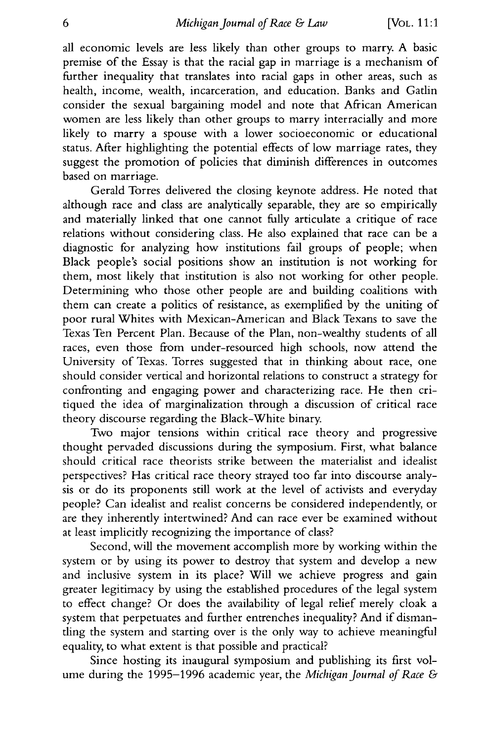all economic levels are less likely than other groups to marry. A basic premise of the Essay is that the racial gap in marriage is a mechanism of further inequality that translates into racial gaps in other areas, such as health, income, wealth, incarceration, and education. Banks and Gatlin consider the sexual bargaining model and note that African American women are less likely than other groups to marry interracially and more likely to marry a spouse with a lower socioeconomic or educational status. After highlighting the potential effects of low marriage rates, they suggest the promotion of policies that diminish differences in outcomes based on marriage.

Gerald Torres delivered the closing keynote address. He noted that although race and class are analytically separable, they are so empirically and materially linked that one cannot fully articulate a critique of race relations without considering class. He also explained that race can be a diagnostic for analyzing how institutions fail groups of people; when Black people's social positions show an institution is not working for them, most likely that institution is also not working for other people. Determining who those other people are and building coalitions with them can create a politics of resistance, as exemplified by the uniting of poor rural Whites with Mexican-American and Black Texans to save the Texas Ten Percent Plan. Because of the Plan, non-wealthy students of all races, even those from under-resourced high schools, now attend the University of Texas. Torres suggested that in thinking about race, one should consider vertical and horizontal relations to construct a strategy for confronting and engaging power and characterizing race. He then critiqued the idea of marginalization through a discussion of critical race theory discourse regarding the Black-White binary.

Two major tensions within critical race theory and progressive thought pervaded discussions during the symposium. First, what balance should critical race theorists strike between the materialist and idealist perspectives? Has critical race theory strayed too far into discourse analysis or do its proponents still work at the level of activists and everyday people? Can idealist and realist concerns be considered independently, or are they inherently intertwined? And can race ever be examined without at least implicitly recognizing the importance of class?

Second, will the movement accomplish more by working within the system or by using its power to destroy that system and develop a new and inclusive system in its place? Will we achieve progress and gain greater legitimacy by using the established procedures of the legal system to effect change? Or does the availability of legal relief merely cloak a system that perpetuates and further entrenches inequality? And if dismantling the system and starting over is the only way to achieve meaningful equality, to what extent is that possible and practical?

Since hosting its inaugural symposium and publishing its first volume during the 1995–1996 academic year, the *Michigan Journal of Race &*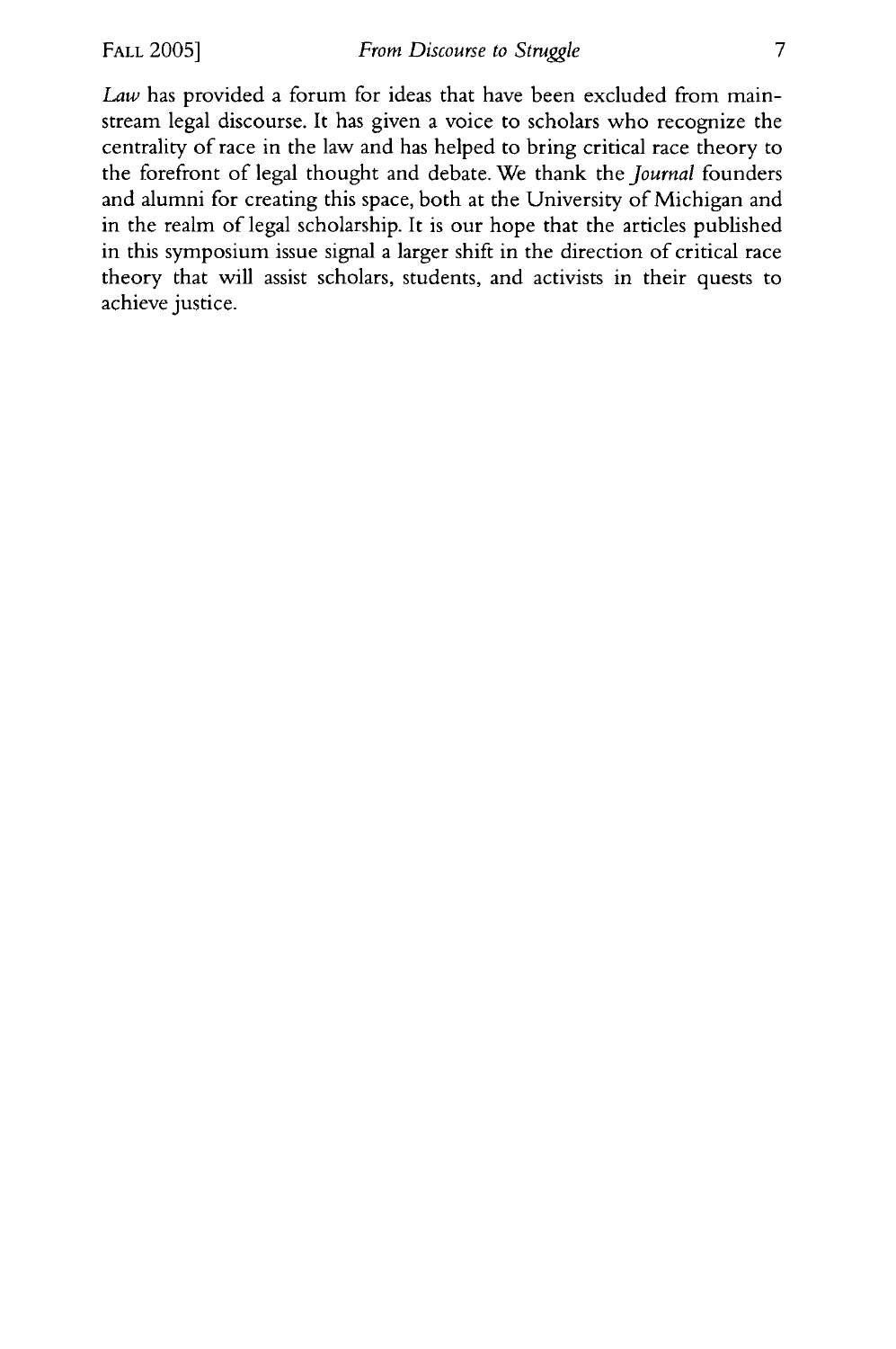*Law* has provided a forum for ideas that have been excluded from mainstream legal discourse. It has given a voice to scholars who recognize the centrality of race in the law and has helped to bring critical race theory to the forefront of legal thought and debate. We thank the *Journal* founders and alumni for creating this space, both at the University of Michigan and in the realm of legal scholarship. It is our hope that the articles published in this symposium issue signal a larger shift in the direction of critical race theory that will assist scholars, students, and activists in their quests to achieve justice.